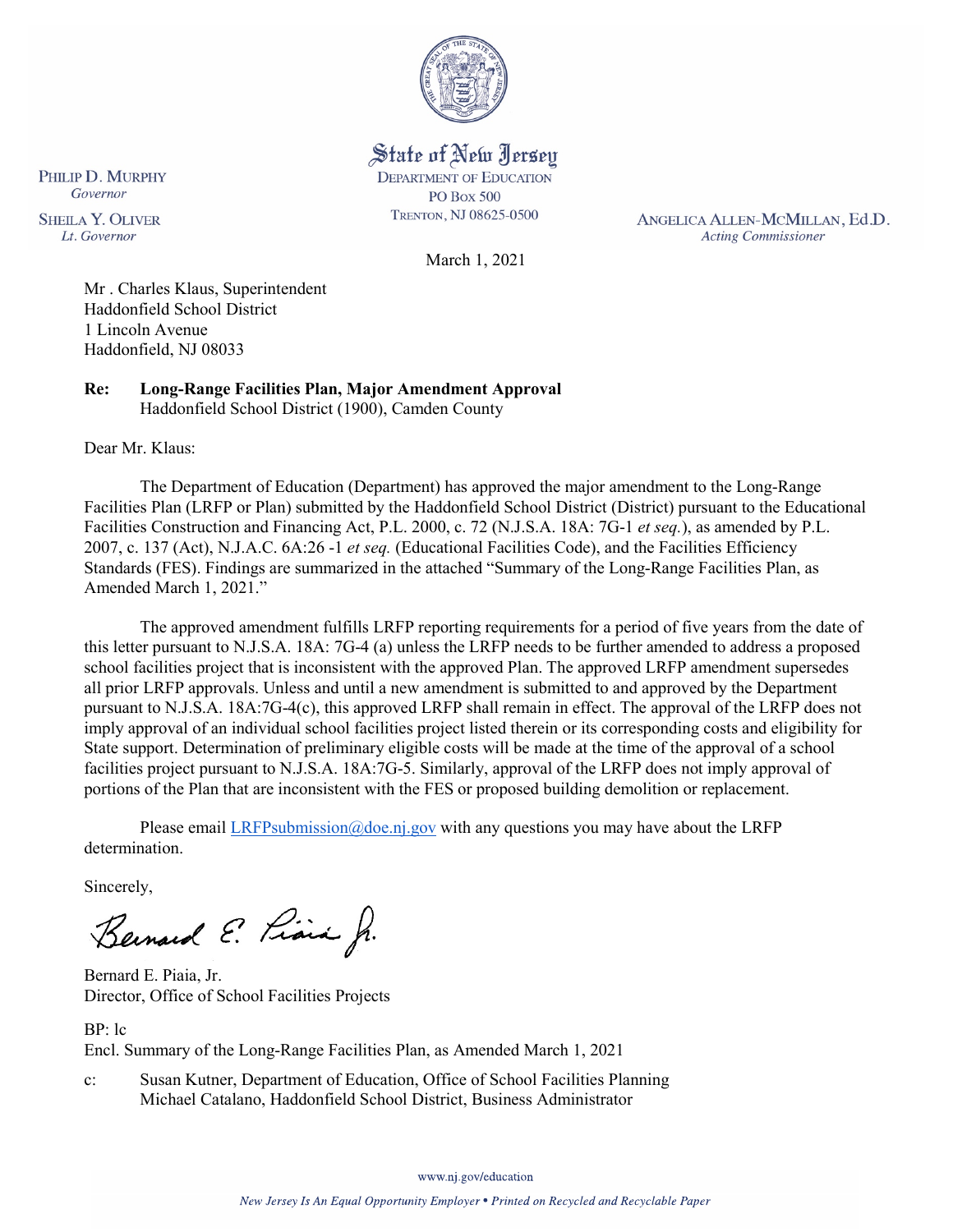State of New Jersey
DEPARTMENT OF EDUCATION
PO BOX 500
TRENTON, NJ 08625-0500

PHILIP D. MURPHY
*Governor*

SHEILA Y. OLIVER
*Lt. Governor*

ANGELICA ALLEN-MCMILLAN, Ed.D.
*Acting Commissioner*

March 1, 2021

Mr . Charles Klaus, Superintendent
Haddonfield School District
1 Lincoln Avenue
Haddonfield, NJ 08033

**Re: Long-Range Facilities Plan, Major Amendment Approval**
Haddonfield School District (1900), Camden County

Dear Mr. Klaus:

The Department of Education (Department) has approved the major amendment to the Long-Range Facilities Plan (LRFP or Plan) submitted by the Haddonfield School District (District) pursuant to the Educational Facilities Construction and Financing Act, P.L. 2000, c. 72 (N.J.S.A. 18A: 7G-1 *et seq.*), as amended by P.L. 2007, c. 137 (Act), N.J.A.C. 6A:26 -1 *et seq.* (Educational Facilities Code), and the Facilities Efficiency Standards (FES). Findings are summarized in the attached "Summary of the Long-Range Facilities Plan, as Amended March 1, 2021."

The approved amendment fulfills LRFP reporting requirements for a period of five years from the date of this letter pursuant to N.J.S.A. 18A: 7G-4 (a) unless the LRFP needs to be further amended to address a proposed school facilities project that is inconsistent with the approved Plan. The approved LRFP amendment supersedes all prior LRFP approvals. Unless and until a new amendment is submitted to and approved by the Department pursuant to N.J.S.A. 18A:7G-4(c), this approved LRFP shall remain in effect. The approval of the LRFP does not imply approval of an individual school facilities project listed therein or its corresponding costs and eligibility for State support. Determination of preliminary eligible costs will be made at the time of the approval of a school facilities project pursuant to N.J.S.A. 18A:7G-5. Similarly, approval of the LRFP does not imply approval of portions of the Plan that are inconsistent with the FES or proposed building demolition or replacement.

Please email LRFPsubmission@doe.nj.gov with any questions you may have about the LRFP determination.

Sincerely,

Bernard E. Piaia Jr.

Bernard E. Piaia, Jr.
Director, Office of School Facilities Projects

BP: lc
Encl. Summary of the Long-Range Facilities Plan, as Amended March 1, 2021

c: Susan Kutner, Department of Education, Office of School Facilities Planning
Michael Catalano, Haddonfield School District, Business Administrator

www.nj.gov/education

*New Jersey Is An Equal Opportunity Employer • Printed on Recycled and Recyclable Paper*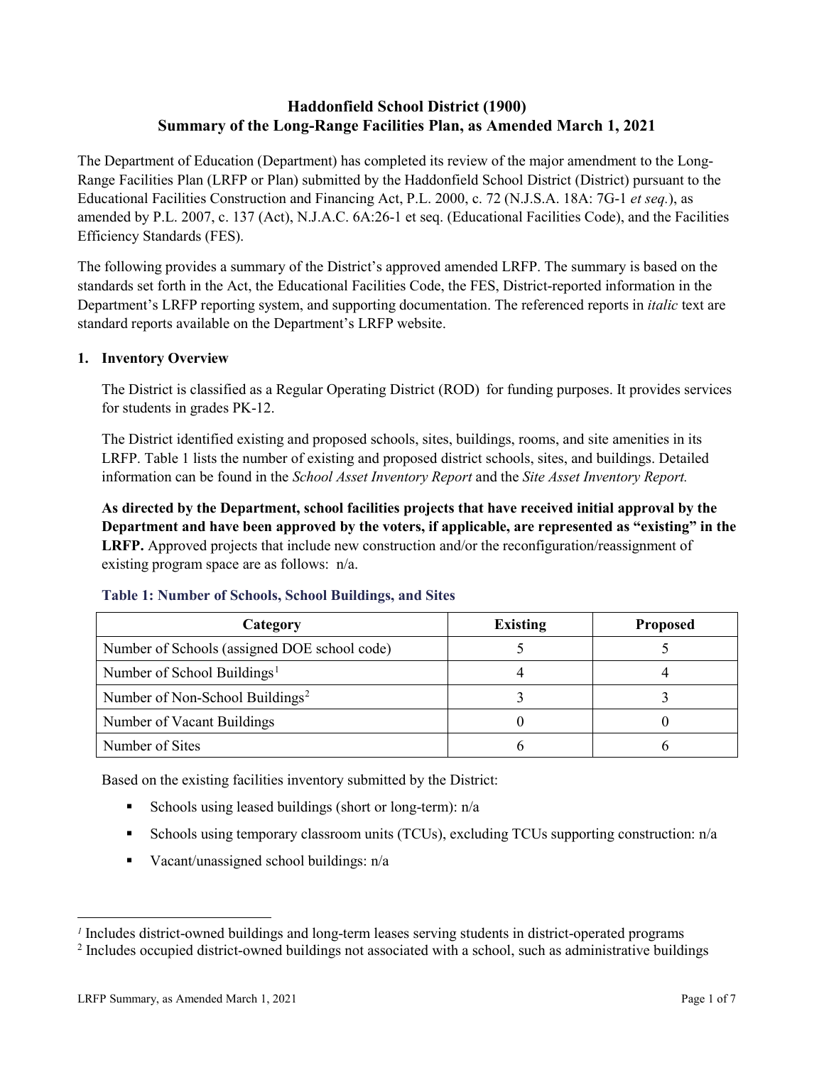# Haddonfield School District (1900)
# Summary of the Long-Range Facilities Plan, as Amended March 1, 2021

The Department of Education (Department) has completed its review of the major amendment to the Long-Range Facilities Plan (LRFP or Plan) submitted by the Haddonfield School District (District) pursuant to the Educational Facilities Construction and Financing Act, P.L. 2000, c. 72 (N.J.S.A. 18A: 7G-1 *et seq.*), as amended by P.L. 2007, c. 137 (Act), N.J.A.C. 6A:26-1 et seq. (Educational Facilities Code), and the Facilities Efficiency Standards (FES).

The following provides a summary of the District's approved amended LRFP. The summary is based on the standards set forth in the Act, the Educational Facilities Code, the FES, District-reported information in the Department's LRFP reporting system, and supporting documentation. The referenced reports in *italic* text are standard reports available on the Department's LRFP website.

## 1. Inventory Overview

The District is classified as a Regular Operating District (ROD) for funding purposes. It provides services for students in grades PK-12.

The District identified existing and proposed schools, sites, buildings, rooms, and site amenities in its LRFP. Table 1 lists the number of existing and proposed district schools, sites, and buildings. Detailed information can be found in the *School Asset Inventory Report* and the *Site Asset Inventory Report.*

**As directed by the Department, school facilities projects that have received initial approval by the Department and have been approved by the voters, if applicable, are represented as "existing" in the LRFP.** Approved projects that include new construction and/or the reconfiguration/reassignment of existing program space are as follows: n/a.

**Table 1: Number of Schools, School Buildings, and Sites**

| Category | Existing | Proposed |
|---|---|---|
| Number of Schools (assigned DOE school code) | 5 | 5 |
| Number of School Buildings[1] | 4 | 4 |
| Number of Non-School Buildings[2] | 3 | 3 |
| Number of Vacant Buildings | 0 | 0 |
| Number of Sites | 6 | 6 |

Based on the existing facilities inventory submitted by the District:

- Schools using leased buildings (short or long-term): n/a
- Schools using temporary classroom units (TCUs), excluding TCUs supporting construction: n/a
- Vacant/unassigned school buildings: n/a

[1] Includes district-owned buildings and long-term leases serving students in district-operated programs

[2] Includes occupied district-owned buildings not associated with a school, such as administrative buildings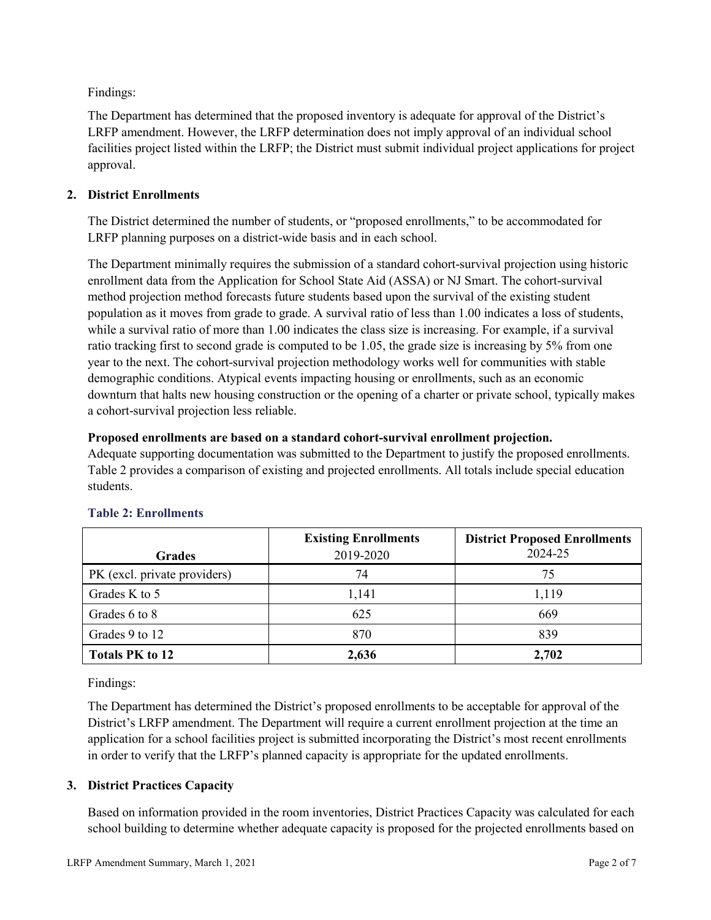Findings:

The Department has determined that the proposed inventory is adequate for approval of the District's LRFP amendment. However, the LRFP determination does not imply approval of an individual school facilities project listed within the LRFP; the District must submit individual project applications for project approval.

## 2. District Enrollments

The District determined the number of students, or "proposed enrollments," to be accommodated for LRFP planning purposes on a district-wide basis and in each school.

The Department minimally requires the submission of a standard cohort-survival projection using historic enrollment data from the Application for School State Aid (ASSA) or NJ Smart. The cohort-survival method projection method forecasts future students based upon the survival of the existing student population as it moves from grade to grade. A survival ratio of less than 1.00 indicates a loss of students, while a survival ratio of more than 1.00 indicates the class size is increasing. For example, if a survival ratio tracking first to second grade is computed to be 1.05, the grade size is increasing by 5% from one year to the next. The cohort-survival projection methodology works well for communities with stable demographic conditions. Atypical events impacting housing or enrollments, such as an economic downturn that halts new housing construction or the opening of a charter or private school, typically makes a cohort-survival projection less reliable.

**Proposed enrollments are based on a standard cohort-survival enrollment projection.**
Adequate supporting documentation was submitted to the Department to justify the proposed enrollments. Table 2 provides a comparison of existing and projected enrollments. All totals include special education students.

### Table 2: Enrollments

| Grades | Existing Enrollments 2019-2020 | District Proposed Enrollments 2024-25 |
|---|---|---|
| PK (excl. private providers) | 74 | 75 |
| Grades K to 5 | 1,141 | 1,119 |
| Grades 6 to 8 | 625 | 669 |
| Grades 9 to 12 | 870 | 839 |
| **Totals PK to 12** | **2,636** | **2,702** |

Findings:

The Department has determined the District's proposed enrollments to be acceptable for approval of the District's LRFP amendment. The Department will require a current enrollment projection at the time an application for a school facilities project is submitted incorporating the District's most recent enrollments in order to verify that the LRFP's planned capacity is appropriate for the updated enrollments.

## 3. District Practices Capacity

Based on information provided in the room inventories, District Practices Capacity was calculated for each school building to determine whether adequate capacity is proposed for the projected enrollments based on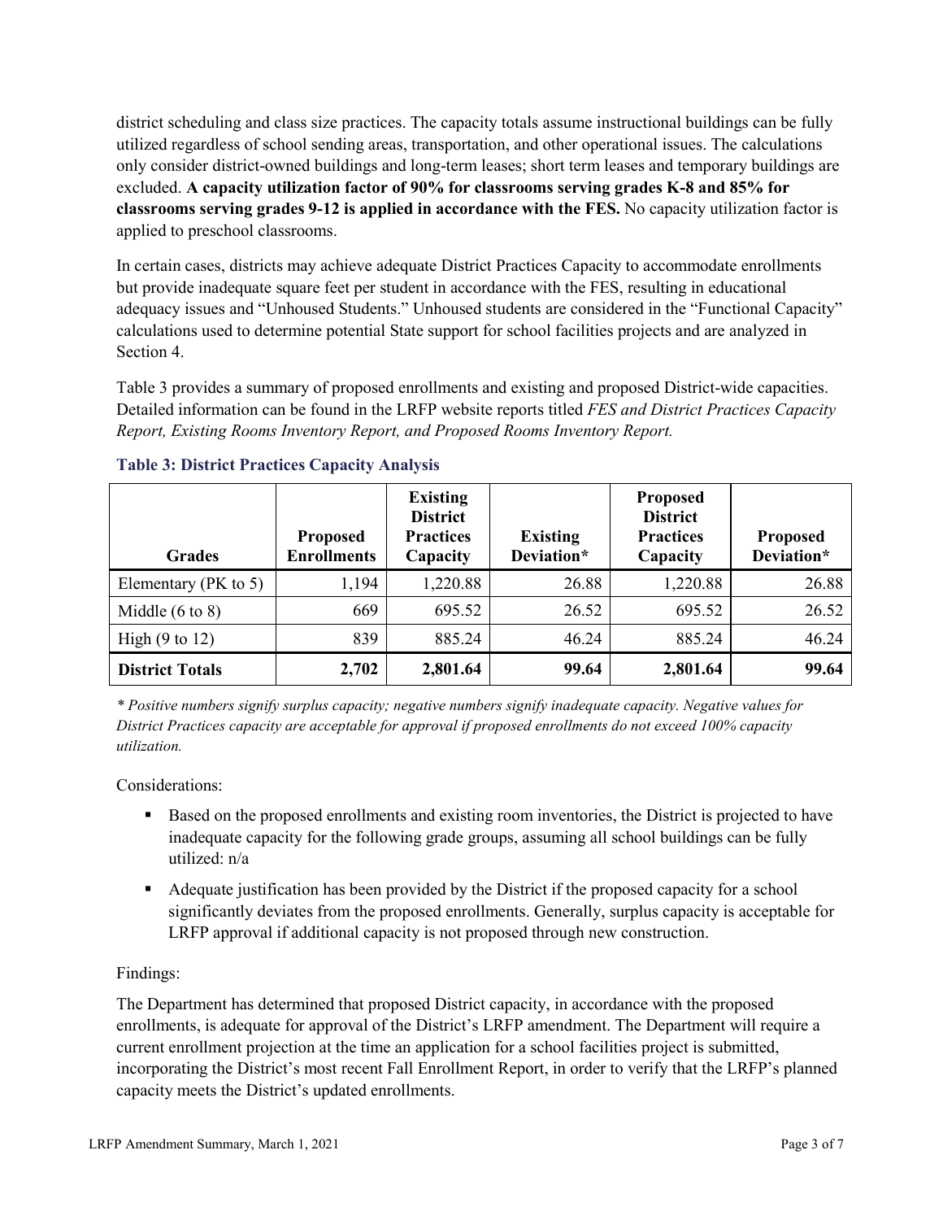district scheduling and class size practices. The capacity totals assume instructional buildings can be fully utilized regardless of school sending areas, transportation, and other operational issues. The calculations only consider district-owned buildings and long-term leases; short term leases and temporary buildings are excluded. **A capacity utilization factor of 90% for classrooms serving grades K-8 and 85% for classrooms serving grades 9-12 is applied in accordance with the FES.** No capacity utilization factor is applied to preschool classrooms.

In certain cases, districts may achieve adequate District Practices Capacity to accommodate enrollments but provide inadequate square feet per student in accordance with the FES, resulting in educational adequacy issues and "Unhoused Students." Unhoused students are considered in the "Functional Capacity" calculations used to determine potential State support for school facilities projects and are analyzed in Section 4.

Table 3 provides a summary of proposed enrollments and existing and proposed District-wide capacities. Detailed information can be found in the LRFP website reports titled *FES and District Practices Capacity Report, Existing Rooms Inventory Report, and Proposed Rooms Inventory Report.*

### Table 3: District Practices Capacity Analysis

| Grades | Proposed Enrollments | Existing District Practices Capacity | Existing Deviation* | Proposed District Practices Capacity | Proposed Deviation* |
|---|---|---|---|---|---|
| Elementary (PK to 5) | 1,194 | 1,220.88 | 26.88 | 1,220.88 | 26.88 |
| Middle (6 to 8) | 669 | 695.52 | 26.52 | 695.52 | 26.52 |
| High (9 to 12) | 839 | 885.24 | 46.24 | 885.24 | 46.24 |
| **District Totals** | **2,702** | **2,801.64** | **99.64** | **2,801.64** | **99.64** |

*\* Positive numbers signify surplus capacity; negative numbers signify inadequate capacity. Negative values for District Practices capacity are acceptable for approval if proposed enrollments do not exceed 100% capacity utilization.*

Considerations:

- Based on the proposed enrollments and existing room inventories, the District is projected to have inadequate capacity for the following grade groups, assuming all school buildings can be fully utilized: n/a
- Adequate justification has been provided by the District if the proposed capacity for a school significantly deviates from the proposed enrollments. Generally, surplus capacity is acceptable for LRFP approval if additional capacity is not proposed through new construction.

Findings:

The Department has determined that proposed District capacity, in accordance with the proposed enrollments, is adequate for approval of the District's LRFP amendment. The Department will require a current enrollment projection at the time an application for a school facilities project is submitted, incorporating the District's most recent Fall Enrollment Report, in order to verify that the LRFP's planned capacity meets the District's updated enrollments.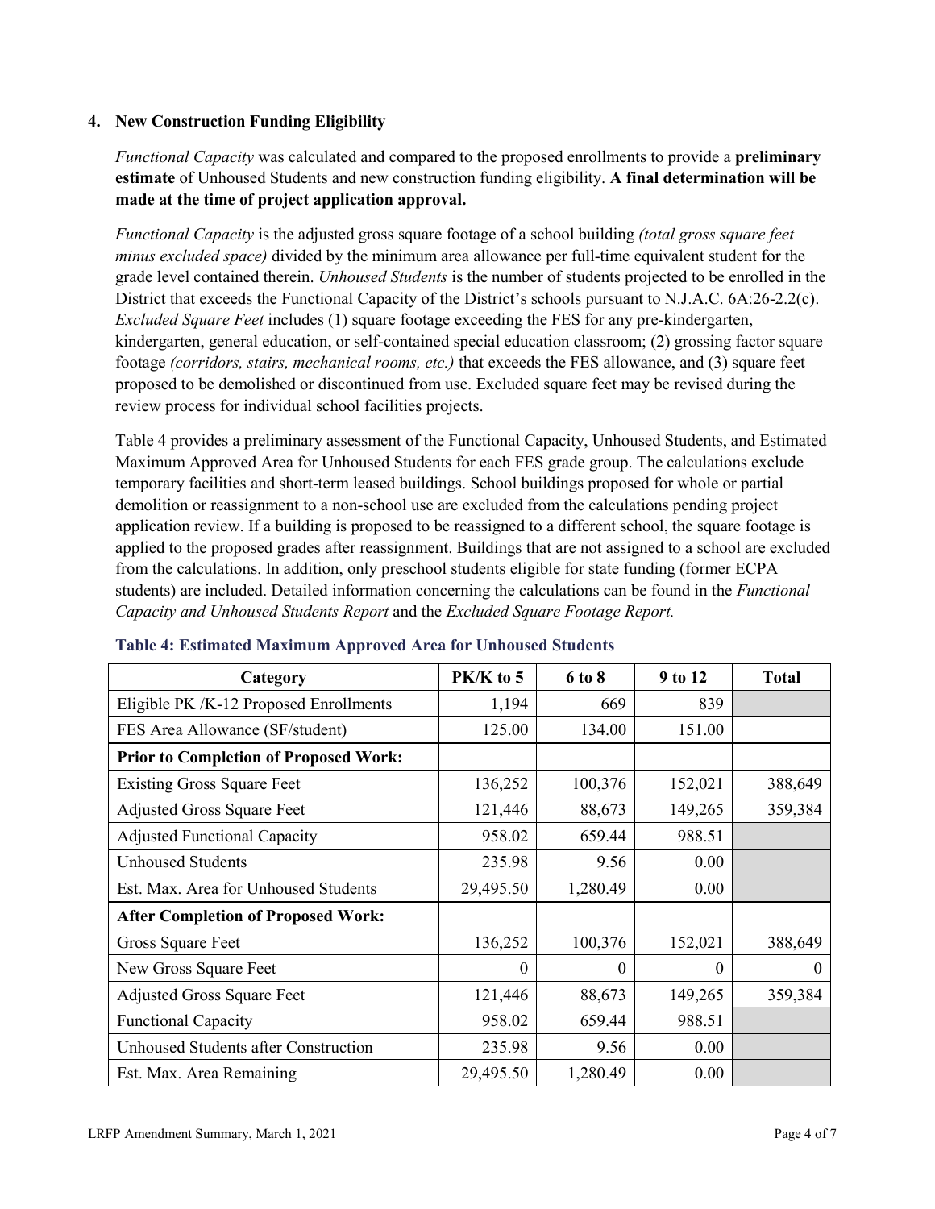## 4. New Construction Funding Eligibility

*Functional Capacity* was calculated and compared to the proposed enrollments to provide a **preliminary estimate** of Unhoused Students and new construction funding eligibility. **A final determination will be made at the time of project application approval.**

*Functional Capacity* is the adjusted gross square footage of a school building *(total gross square feet minus excluded space)* divided by the minimum area allowance per full-time equivalent student for the grade level contained therein. *Unhoused Students* is the number of students projected to be enrolled in the District that exceeds the Functional Capacity of the District's schools pursuant to N.J.A.C. 6A:26-2.2(c). *Excluded Square Feet* includes (1) square footage exceeding the FES for any pre-kindergarten, kindergarten, general education, or self-contained special education classroom; (2) grossing factor square footage *(corridors, stairs, mechanical rooms, etc.)* that exceeds the FES allowance, and (3) square feet proposed to be demolished or discontinued from use. Excluded square feet may be revised during the review process for individual school facilities projects.

Table 4 provides a preliminary assessment of the Functional Capacity, Unhoused Students, and Estimated Maximum Approved Area for Unhoused Students for each FES grade group. The calculations exclude temporary facilities and short-term leased buildings. School buildings proposed for whole or partial demolition or reassignment to a non-school use are excluded from the calculations pending project application review. If a building is proposed to be reassigned to a different school, the square footage is applied to the proposed grades after reassignment. Buildings that are not assigned to a school are excluded from the calculations. In addition, only preschool students eligible for state funding (former ECPA students) are included. Detailed information concerning the calculations can be found in the *Functional Capacity and Unhoused Students Report* and the *Excluded Square Footage Report.*

**Table 4: Estimated Maximum Approved Area for Unhoused Students**

| Category | PK/K to 5 | 6 to 8 | 9 to 12 | Total |
|---|---|---|---|---|
| Eligible PK /K-12 Proposed Enrollments | 1,194 | 669 | 839 | |
| FES Area Allowance (SF/student) | 125.00 | 134.00 | 151.00 | |
| **Prior to Completion of Proposed Work:** | | | | |
| Existing Gross Square Feet | 136,252 | 100,376 | 152,021 | 388,649 |
| Adjusted Gross Square Feet | 121,446 | 88,673 | 149,265 | 359,384 |
| Adjusted Functional Capacity | 958.02 | 659.44 | 988.51 | |
| Unhoused Students | 235.98 | 9.56 | 0.00 | |
| Est. Max. Area for Unhoused Students | 29,495.50 | 1,280.49 | 0.00 | |
| **After Completion of Proposed Work:** | | | | |
| Gross Square Feet | 136,252 | 100,376 | 152,021 | 388,649 |
| New Gross Square Feet | 0 | 0 | 0 | 0 |
| Adjusted Gross Square Feet | 121,446 | 88,673 | 149,265 | 359,384 |
| Functional Capacity | 958.02 | 659.44 | 988.51 | |
| Unhoused Students after Construction | 235.98 | 9.56 | 0.00 | |
| Est. Max. Area Remaining | 29,495.50 | 1,280.49 | 0.00 | |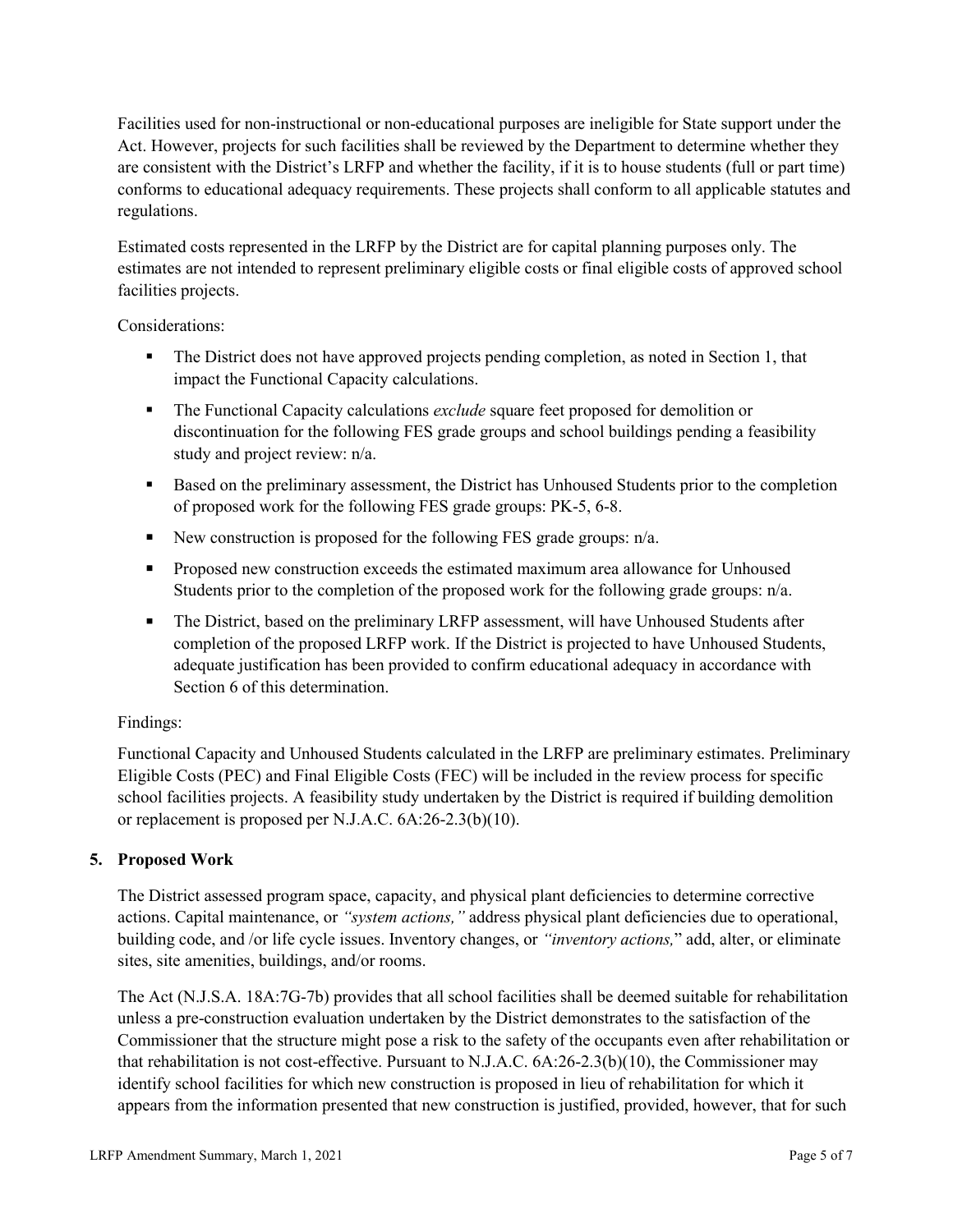Facilities used for non-instructional or non-educational purposes are ineligible for State support under the Act. However, projects for such facilities shall be reviewed by the Department to determine whether they are consistent with the District's LRFP and whether the facility, if it is to house students (full or part time) conforms to educational adequacy requirements. These projects shall conform to all applicable statutes and regulations.

Estimated costs represented in the LRFP by the District are for capital planning purposes only. The estimates are not intended to represent preliminary eligible costs or final eligible costs of approved school facilities projects.

Considerations:

- The District does not have approved projects pending completion, as noted in Section 1, that impact the Functional Capacity calculations.
- The Functional Capacity calculations *exclude* square feet proposed for demolition or discontinuation for the following FES grade groups and school buildings pending a feasibility study and project review: n/a.
- Based on the preliminary assessment, the District has Unhoused Students prior to the completion of proposed work for the following FES grade groups: PK-5, 6-8.
- New construction is proposed for the following FES grade groups: n/a.
- Proposed new construction exceeds the estimated maximum area allowance for Unhoused Students prior to the completion of the proposed work for the following grade groups: n/a.
- The District, based on the preliminary LRFP assessment, will have Unhoused Students after completion of the proposed LRFP work. If the District is projected to have Unhoused Students, adequate justification has been provided to confirm educational adequacy in accordance with Section 6 of this determination.

Findings:

Functional Capacity and Unhoused Students calculated in the LRFP are preliminary estimates. Preliminary Eligible Costs (PEC) and Final Eligible Costs (FEC) will be included in the review process for specific school facilities projects. A feasibility study undertaken by the District is required if building demolition or replacement is proposed per N.J.A.C. 6A:26-2.3(b)(10).

## 5. Proposed Work

The District assessed program space, capacity, and physical plant deficiencies to determine corrective actions. Capital maintenance, or *"system actions,"* address physical plant deficiencies due to operational, building code, and /or life cycle issues. Inventory changes, or *"inventory actions,"* add, alter, or eliminate sites, site amenities, buildings, and/or rooms.

The Act (N.J.S.A. 18A:7G-7b) provides that all school facilities shall be deemed suitable for rehabilitation unless a pre-construction evaluation undertaken by the District demonstrates to the satisfaction of the Commissioner that the structure might pose a risk to the safety of the occupants even after rehabilitation or that rehabilitation is not cost-effective. Pursuant to N.J.A.C. 6A:26-2.3(b)(10), the Commissioner may identify school facilities for which new construction is proposed in lieu of rehabilitation for which it appears from the information presented that new construction is justified, provided, however, that for such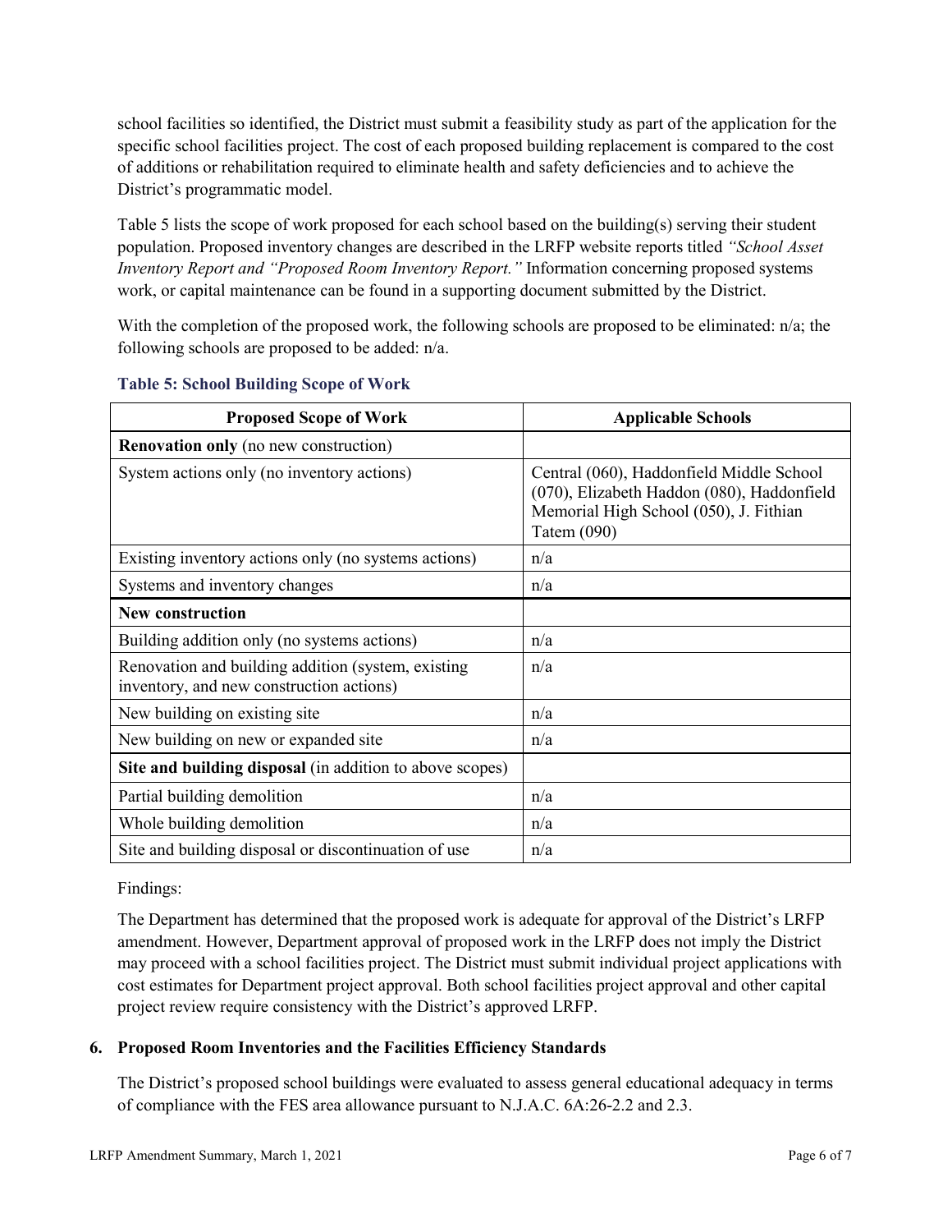school facilities so identified, the District must submit a feasibility study as part of the application for the specific school facilities project. The cost of each proposed building replacement is compared to the cost of additions or rehabilitation required to eliminate health and safety deficiencies and to achieve the District's programmatic model.

Table 5 lists the scope of work proposed for each school based on the building(s) serving their student population. Proposed inventory changes are described in the LRFP website reports titled *"School Asset Inventory Report and "Proposed Room Inventory Report."* Information concerning proposed systems work, or capital maintenance can be found in a supporting document submitted by the District.

With the completion of the proposed work, the following schools are proposed to be eliminated: n/a; the following schools are proposed to be added: n/a.

**Table 5: School Building Scope of Work**

| Proposed Scope of Work | Applicable Schools |
|---|---|
| **Renovation only** (no new construction) | |
| System actions only (no inventory actions) | Central (060), Haddonfield Middle School (070), Elizabeth Haddon (080), Haddonfield Memorial High School (050), J. Fithian Tatem (090) |
| Existing inventory actions only (no systems actions) | n/a |
| Systems and inventory changes | n/a |
| **New construction** | |
| Building addition only (no systems actions) | n/a |
| Renovation and building addition (system, existing inventory, and new construction actions) | n/a |
| New building on existing site | n/a |
| New building on new or expanded site | n/a |
| **Site and building disposal** (in addition to above scopes) | |
| Partial building demolition | n/a |
| Whole building demolition | n/a |
| Site and building disposal or discontinuation of use | n/a |

Findings:

The Department has determined that the proposed work is adequate for approval of the District's LRFP amendment. However, Department approval of proposed work in the LRFP does not imply the District may proceed with a school facilities project. The District must submit individual project applications with cost estimates for Department project approval. Both school facilities project approval and other capital project review require consistency with the District's approved LRFP.

### 6. Proposed Room Inventories and the Facilities Efficiency Standards

The District's proposed school buildings were evaluated to assess general educational adequacy in terms of compliance with the FES area allowance pursuant to N.J.A.C. 6A:26-2.2 and 2.3.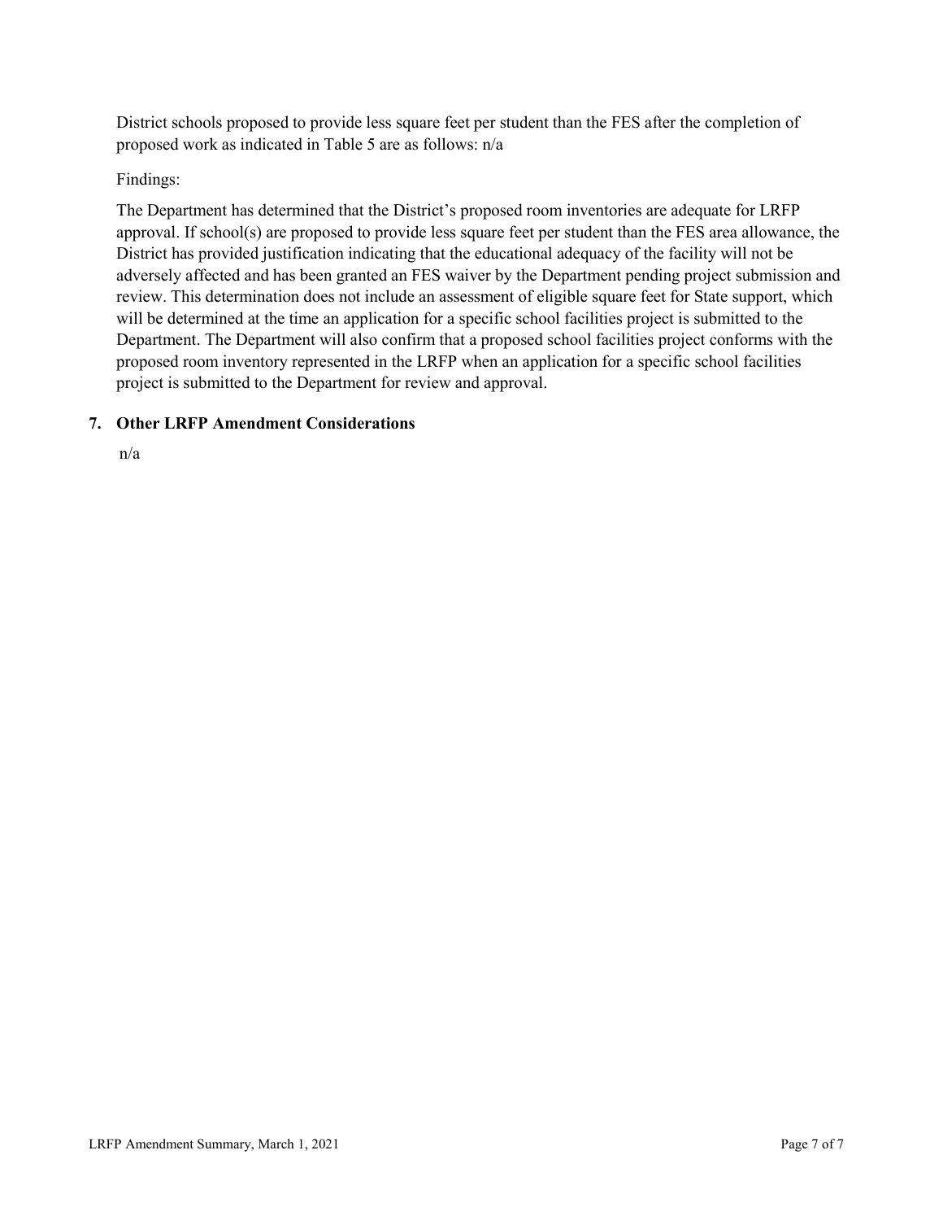District schools proposed to provide less square feet per student than the FES after the completion of proposed work as indicated in Table 5 are as follows: n/a

Findings:

The Department has determined that the District's proposed room inventories are adequate for LRFP approval. If school(s) are proposed to provide less square feet per student than the FES area allowance, the District has provided justification indicating that the educational adequacy of the facility will not be adversely affected and has been granted an FES waiver by the Department pending project submission and review. This determination does not include an assessment of eligible square feet for State support, which will be determined at the time an application for a specific school facilities project is submitted to the Department. The Department will also confirm that a proposed school facilities project conforms with the proposed room inventory represented in the LRFP when an application for a specific school facilities project is submitted to the Department for review and approval.

## 7. Other LRFP Amendment Considerations

n/a